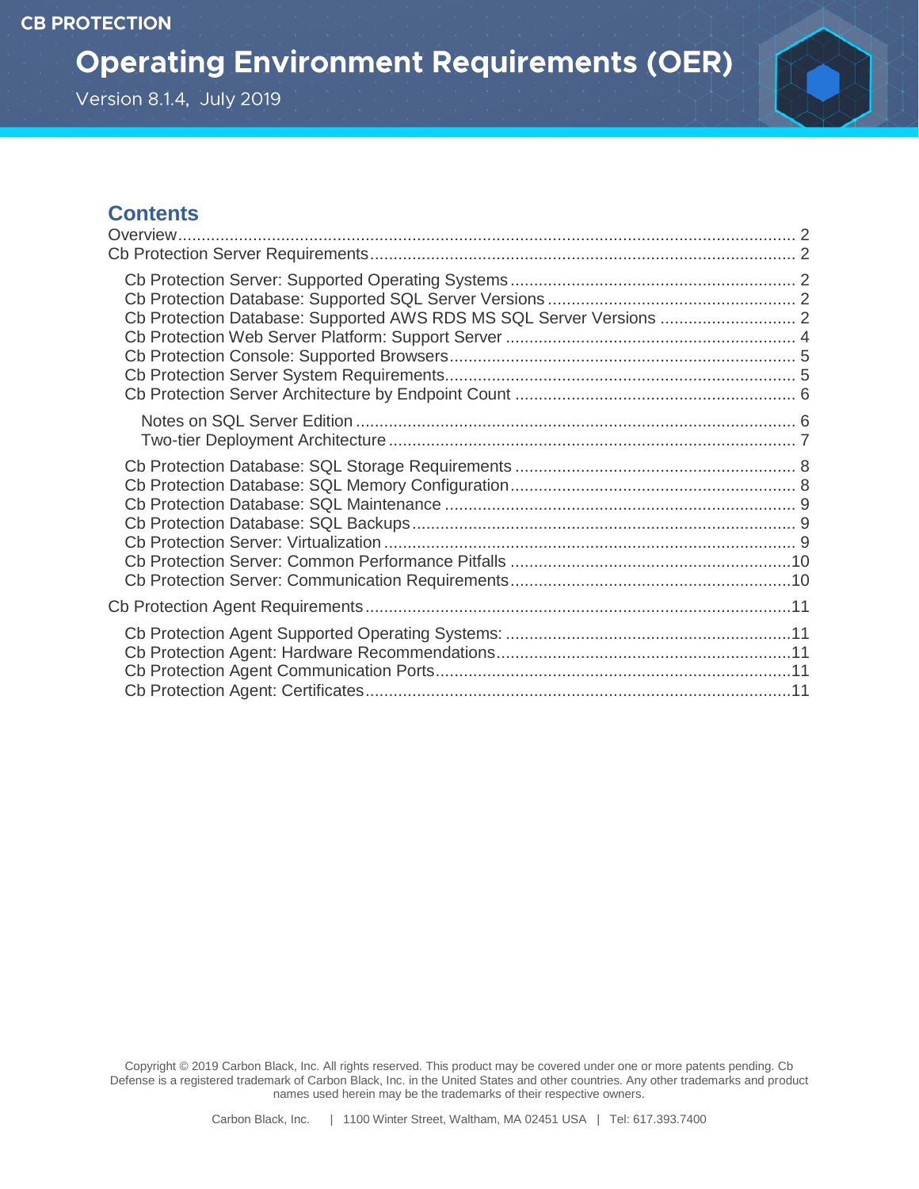CB PROTECTION

# Operating Environment Requirements (OER)

Version 8.1.4, July 2019

## Contents

- Overview .... 2
- Cb Protection Server Requirements .... 2
  - Cb Protection Server: Supported Operating Systems .... 2
  - Cb Protection Database: Supported SQL Server Versions .... 2
  - Cb Protection Database: Supported AWS RDS MS SQL Server Versions .... 2
  - Cb Protection Web Server Platform: Support Server .... 4
  - Cb Protection Console: Supported Browsers .... 5
  - Cb Protection Server System Requirements .... 5
  - Cb Protection Server Architecture by Endpoint Count .... 6
    - Notes on SQL Server Edition .... 6
    - Two-tier Deployment Architecture .... 7
  - Cb Protection Database: SQL Storage Requirements .... 8
  - Cb Protection Database: SQL Memory Configuration .... 8
  - Cb Protection Database: SQL Maintenance .... 9
  - Cb Protection Database: SQL Backups .... 9
  - Cb Protection Server: Virtualization .... 9
  - Cb Protection Server: Common Performance Pitfalls .... 10
  - Cb Protection Server: Communication Requirements .... 10
- Cb Protection Agent Requirements .... 11
  - Cb Protection Agent Supported Operating Systems: .... 11
  - Cb Protection Agent: Hardware Recommendations .... 11
  - Cb Protection Agent Communication Ports .... 11
  - Cb Protection Agent: Certificates .... 11

Copyright © 2019 Carbon Black, Inc. All rights reserved. This product may be covered under one or more patents pending. Cb Defense is a registered trademark of Carbon Black, Inc. in the United States and other countries. Any other trademarks and product names used herein may be the trademarks of their respective owners.

Carbon Black, Inc. | 1100 Winter Street, Waltham, MA 02451 USA | Tel: 617.393.7400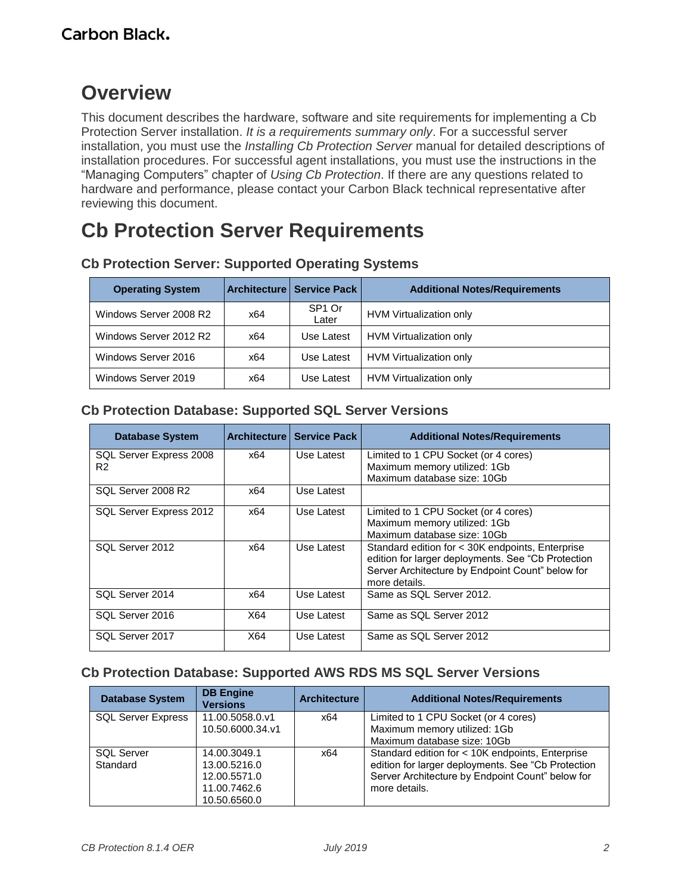# Overview

This document describes the hardware, software and site requirements for implementing a Cb Protection Server installation. *It is a requirements summary only*. For a successful server installation, you must use the *Installing Cb Protection Server* manual for detailed descriptions of installation procedures. For successful agent installations, you must use the instructions in the "Managing Computers" chapter of *Using Cb Protection*. If there are any questions related to hardware and performance, please contact your Carbon Black technical representative after reviewing this document.

# Cb Protection Server Requirements

### Cb Protection Server: Supported Operating Systems

| Operating System | Architecture | Service Pack | Additional Notes/Requirements |
| --- | --- | --- | --- |
| Windows Server 2008 R2 | x64 | SP1 Or Later | HVM Virtualization only |
| Windows Server 2012 R2 | x64 | Use Latest | HVM Virtualization only |
| Windows Server 2016 | x64 | Use Latest | HVM Virtualization only |
| Windows Server 2019 | x64 | Use Latest | HVM Virtualization only |

### Cb Protection Database: Supported SQL Server Versions

| Database System | Architecture | Service Pack | Additional Notes/Requirements |
| --- | --- | --- | --- |
| SQL Server Express 2008 R2 | x64 | Use Latest | Limited to 1 CPU Socket (or 4 cores)<br>Maximum memory utilized: 1Gb<br>Maximum database size: 10Gb |
| SQL Server 2008 R2 | x64 | Use Latest | |
| SQL Server Express 2012 | x64 | Use Latest | Limited to 1 CPU Socket (or 4 cores)<br>Maximum memory utilized: 1Gb<br>Maximum database size: 10Gb |
| SQL Server 2012 | x64 | Use Latest | Standard edition for < 30K endpoints, Enterprise edition for larger deployments. See "Cb Protection Server Architecture by Endpoint Count" below for more details. |
| SQL Server 2014 | x64 | Use Latest | Same as SQL Server 2012. |
| SQL Server 2016 | X64 | Use Latest | Same as SQL Server 2012 |
| SQL Server 2017 | X64 | Use Latest | Same as SQL Server 2012 |

### Cb Protection Database: Supported AWS RDS MS SQL Server Versions

| Database System | DB Engine Versions | Architecture | Additional Notes/Requirements |
| --- | --- | --- | --- |
| SQL Server Express | 11.00.5058.0.v1<br>10.50.6000.34.v1 | x64 | Limited to 1 CPU Socket (or 4 cores)<br>Maximum memory utilized: 1Gb<br>Maximum database size: 10Gb |
| SQL Server Standard | 14.00.3049.1<br>13.00.5216.0<br>12.00.5571.0<br>11.00.7462.6<br>10.50.6560.0 | x64 | Standard edition for < 10K endpoints, Enterprise edition for larger deployments. See "Cb Protection Server Architecture by Endpoint Count" below for more details. |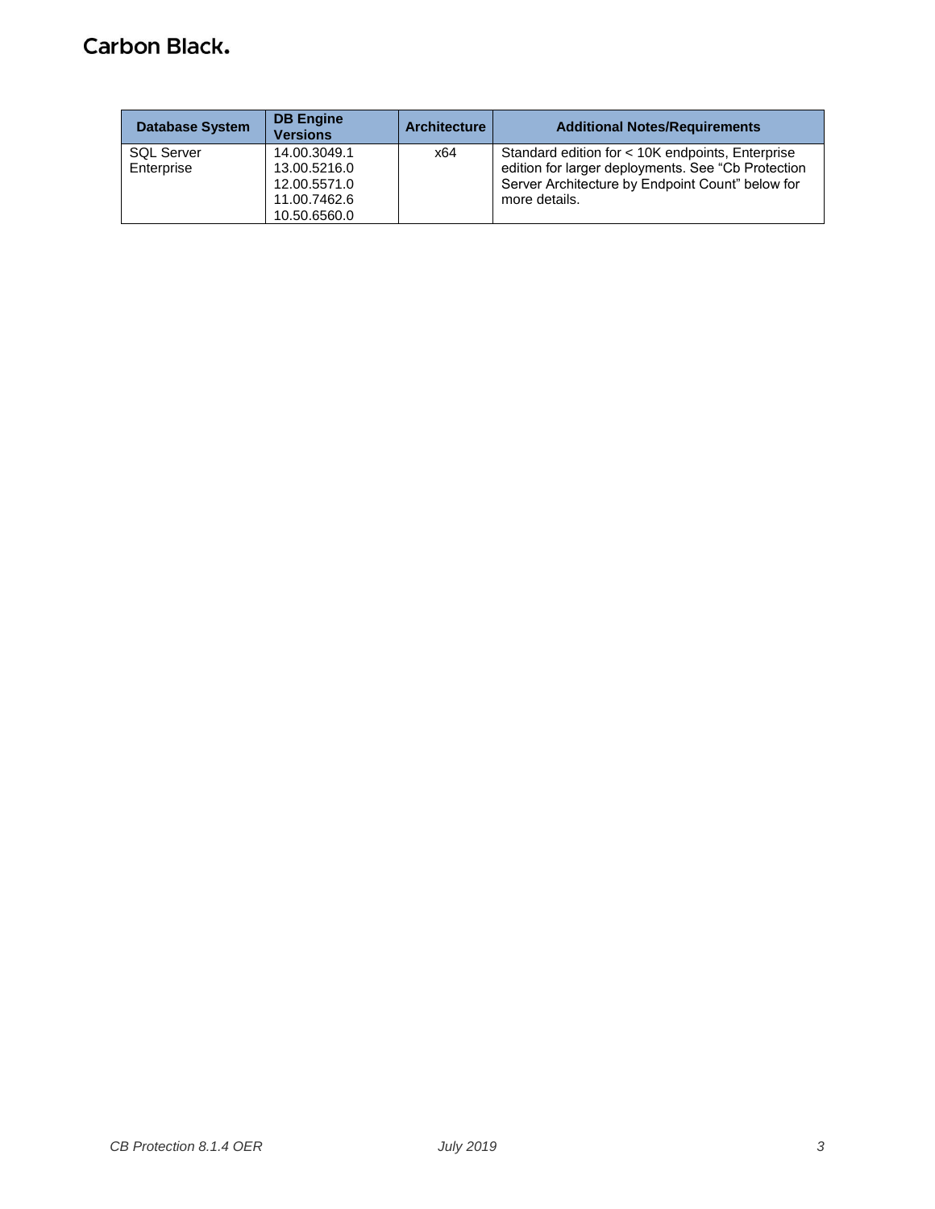| Database System | DB Engine Versions | Architecture | Additional Notes/Requirements |
| --- | --- | --- | --- |
| SQL Server Enterprise | 14.00.3049.1<br>13.00.5216.0<br>12.00.5571.0<br>11.00.7462.6<br>10.50.6560.0 | x64 | Standard edition for < 10K endpoints, Enterprise edition for larger deployments. See “Cb Protection Server Architecture by Endpoint Count” below for more details. |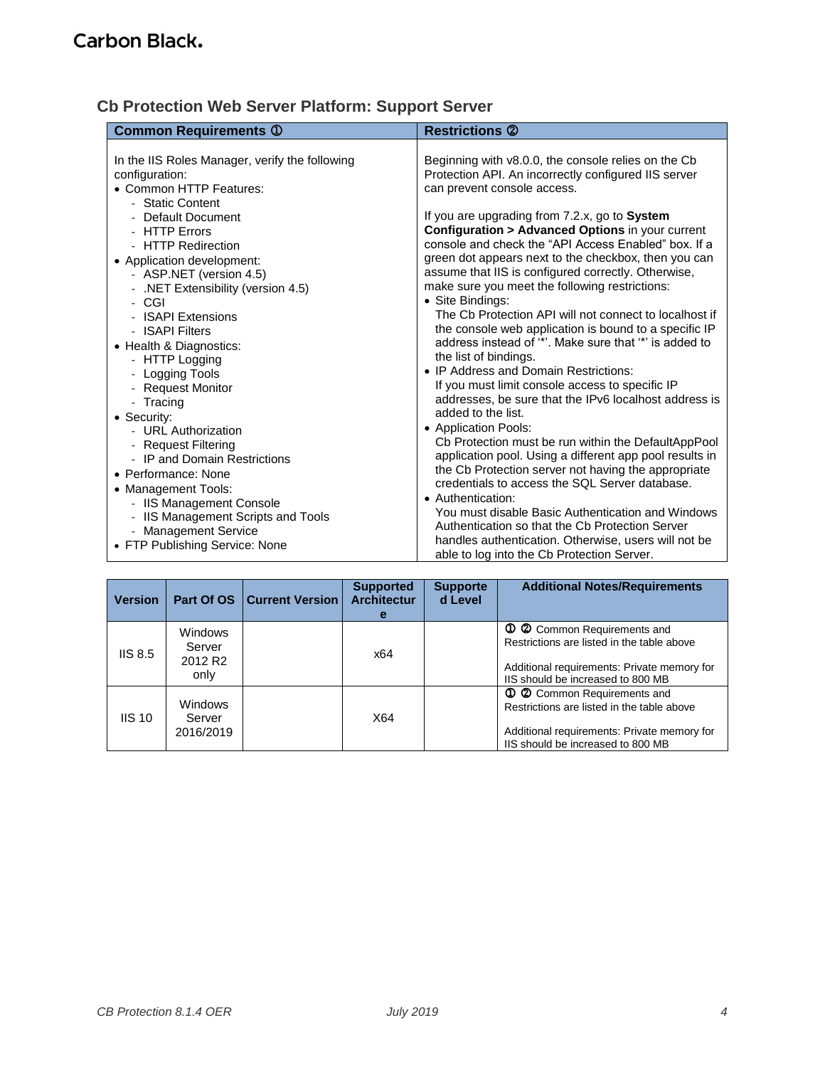## Cb Protection Web Server Platform: Support Server

| Common Requirements ① | Restrictions ② |
|---|---|
| In the IIS Roles Manager, verify the following configuration:<br>• Common HTTP Features:<br>- Static Content<br>- Default Document<br>- HTTP Errors<br>- HTTP Redirection<br>• Application development:<br>- ASP.NET (version 4.5)<br>- .NET Extensibility (version 4.5)<br>- CGI<br>- ISAPI Extensions<br>- ISAPI Filters<br>• Health & Diagnostics:<br>- HTTP Logging<br>- Logging Tools<br>- Request Monitor<br>- Tracing<br>• Security:<br>- URL Authorization<br>- Request Filtering<br>- IP and Domain Restrictions<br>• Performance: None<br>• Management Tools:<br>- IIS Management Console<br>- IIS Management Scripts and Tools<br>- Management Service<br>• FTP Publishing Service: None | Beginning with v8.0.0, the console relies on the Cb Protection API. An incorrectly configured IIS server can prevent console access.<br><br>If you are upgrading from 7.2.x, go to **System Configuration > Advanced Options** in your current console and check the "API Access Enabled" box. If a green dot appears next to the checkbox, then you can assume that IIS is configured correctly. Otherwise, make sure you meet the following restrictions:<br>• Site Bindings:<br>The Cb Protection API will not connect to localhost if the console web application is bound to a specific IP address instead of '*'. Make sure that '*' is added to the list of bindings.<br>• IP Address and Domain Restrictions:<br>If you must limit console access to specific IP addresses, be sure that the IPv6 localhost address is added to the list.<br>• Application Pools:<br>Cb Protection must be run within the DefaultAppPool application pool. Using a different app pool results in the Cb Protection server not having the appropriate credentials to access the SQL Server database.<br>• Authentication:<br>You must disable Basic Authentication and Windows Authentication so that the Cb Protection Server handles authentication. Otherwise, users will not be able to log into the Cb Protection Server. |

| Version | Part Of OS | Current Version | Supported Architecture | Supported Level | Additional Notes/Requirements |
|---|---|---|---|---|---|
| IIS 8.5 | Windows Server 2012 R2 only | | x64 | | ① ② Common Requirements and Restrictions are listed in the table above<br><br>Additional requirements: Private memory for IIS should be increased to 800 MB |
| IIS 10 | Windows Server 2016/2019 | | X64 | | ① ② Common Requirements and Restrictions are listed in the table above<br><br>Additional requirements: Private memory for IIS should be increased to 800 MB |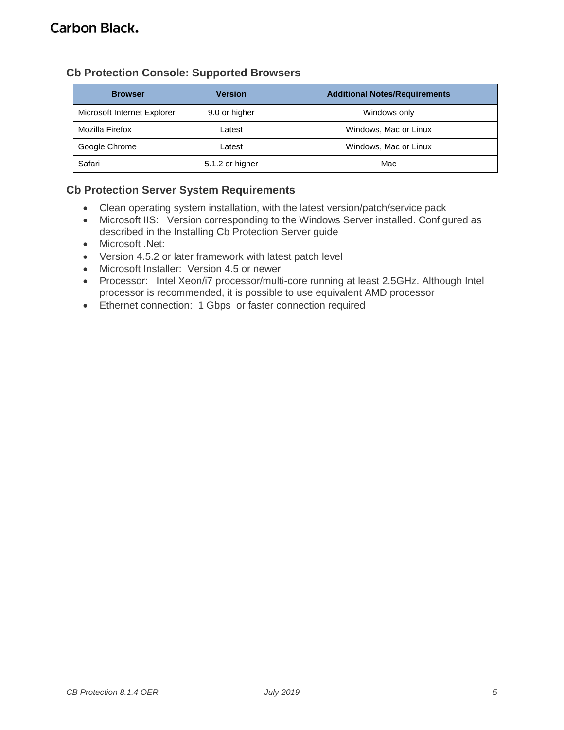## Cb Protection Console: Supported Browsers

| Browser | Version | Additional Notes/Requirements |
|---|---|---|
| Microsoft Internet Explorer | 9.0 or higher | Windows only |
| Mozilla Firefox | Latest | Windows, Mac or Linux |
| Google Chrome | Latest | Windows, Mac or Linux |
| Safari | 5.1.2 or higher | Mac |

## Cb Protection Server System Requirements

- Clean operating system installation, with the latest version/patch/service pack
- Microsoft IIS: Version corresponding to the Windows Server installed. Configured as described in the Installing Cb Protection Server guide
- Microsoft .Net:
- Version 4.5.2 or later framework with latest patch level
- Microsoft Installer: Version 4.5 or newer
- Processor: Intel Xeon/i7 processor/multi-core running at least 2.5GHz. Although Intel processor is recommended, it is possible to use equivalent AMD processor
- Ethernet connection: 1 Gbps or faster connection required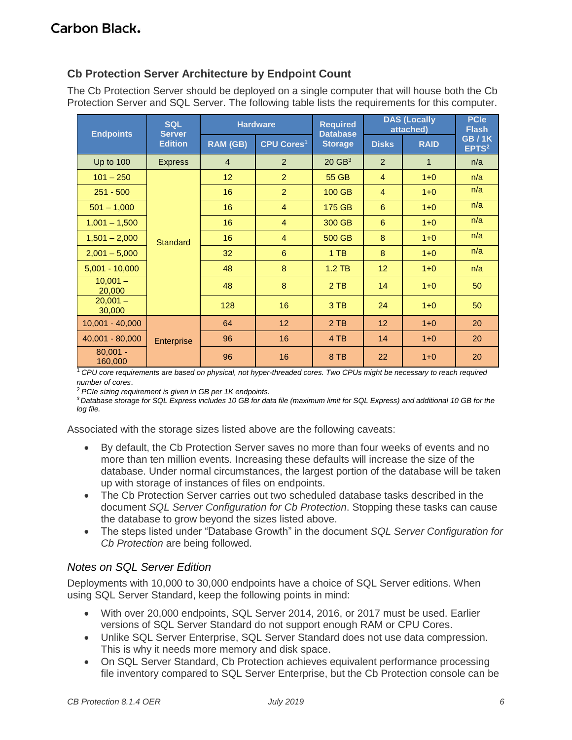## Cb Protection Server Architecture by Endpoint Count

The Cb Protection Server should be deployed on a single computer that will house both the Cb Protection Server and SQL Server. The following table lists the requirements for this computer.

| Endpoints | SQL Server Edition | Hardware | | Required Database Storage | DAS (Locally attached) | | PCIe Flash GB / 1K EPTS[2] |
|---|---|---|---|---|---|---|---|
| | | RAM (GB) | CPU Cores[1] | | Disks | RAID | |
| Up to 100 | Express | 4 | 2 | 20 GB[3] | 2 | 1 | n/a |
| 101 – 250 | Standard | 12 | 2 | 55 GB | 4 | 1+0 | n/a |
| 251 - 500 | Standard | 16 | 2 | 100 GB | 4 | 1+0 | n/a |
| 501 – 1,000 | Standard | 16 | 4 | 175 GB | 6 | 1+0 | n/a |
| 1,001 – 1,500 | Standard | 16 | 4 | 300 GB | 6 | 1+0 | n/a |
| 1,501 – 2,000 | Standard | 16 | 4 | 500 GB | 8 | 1+0 | n/a |
| 2,001 – 5,000 | Standard | 32 | 6 | 1 TB | 8 | 1+0 | n/a |
| 5,001 - 10,000 | Standard | 48 | 8 | 1.2 TB | 12 | 1+0 | n/a |
| 10,001 – 20,000 | Standard | 48 | 8 | 2 TB | 14 | 1+0 | 50 |
| 20,001 – 30,000 | Standard | 128 | 16 | 3 TB | 24 | 1+0 | 50 |
| 10,001 - 40,000 | Enterprise | 64 | 12 | 2 TB | 12 | 1+0 | 20 |
| 40,001 - 80,000 | Enterprise | 96 | 16 | 4 TB | 14 | 1+0 | 20 |
| 80,001 - 160,000 | Enterprise | 96 | 16 | 8 TB | 22 | 1+0 | 20 |

[1] *CPU core requirements are based on physical, not hyper-threaded cores. Two CPUs might be necessary to reach required number of cores.*

[2] *PCIe sizing requirement is given in GB per 1K endpoints.*

[3] *Database storage for SQL Express includes 10 GB for data file (maximum limit for SQL Express) and additional 10 GB for the log file.*

Associated with the storage sizes listed above are the following caveats:

- By default, the Cb Protection Server saves no more than four weeks of events and no more than ten million events. Increasing these defaults will increase the size of the database. Under normal circumstances, the largest portion of the database will be taken up with storage of instances of files on endpoints.
- The Cb Protection Server carries out two scheduled database tasks described in the document *SQL Server Configuration for Cb Protection*. Stopping these tasks can cause the database to grow beyond the sizes listed above.
- The steps listed under "Database Growth" in the document *SQL Server Configuration for Cb Protection* are being followed.

### *Notes on SQL Server Edition*

Deployments with 10,000 to 30,000 endpoints have a choice of SQL Server editions. When using SQL Server Standard, keep the following points in mind:

- With over 20,000 endpoints, SQL Server 2014, 2016, or 2017 must be used. Earlier versions of SQL Server Standard do not support enough RAM or CPU Cores.
- Unlike SQL Server Enterprise, SQL Server Standard does not use data compression. This is why it needs more memory and disk space.
- On SQL Server Standard, Cb Protection achieves equivalent performance processing file inventory compared to SQL Server Enterprise, but the Cb Protection console can be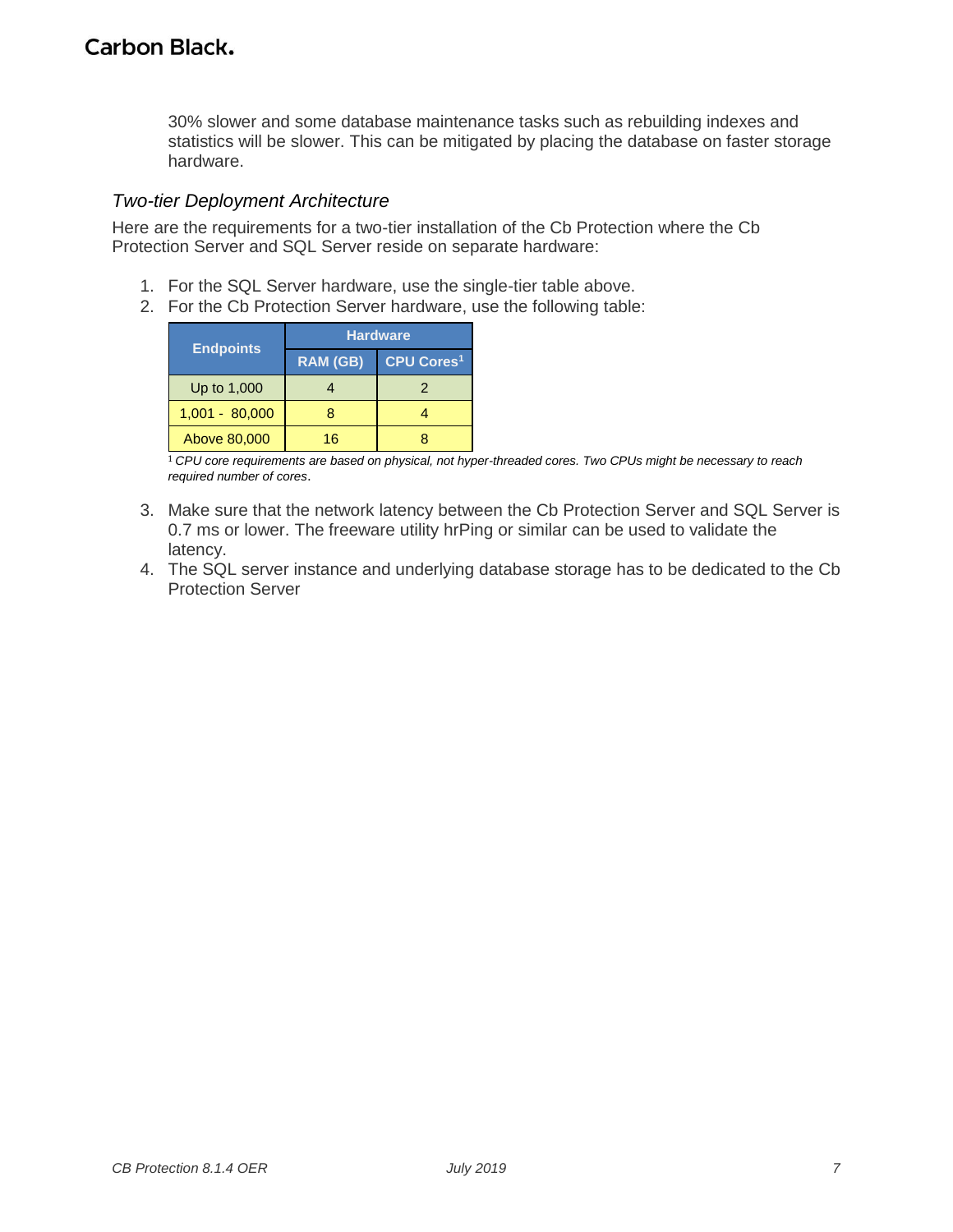30% slower and some database maintenance tasks such as rebuilding indexes and statistics will be slower. This can be mitigated by placing the database on faster storage hardware.

### *Two-tier Deployment Architecture*

Here are the requirements for a two-tier installation of the Cb Protection where the Cb Protection Server and SQL Server reside on separate hardware:

1. For the SQL Server hardware, use the single-tier table above.
2. For the Cb Protection Server hardware, use the following table:

| Endpoints | Hardware | |
|---|---|---|
| | RAM (GB) | CPU Cores[1] |
| Up to 1,000 | 4 | 2 |
| 1,001 - 80,000 | 8 | 4 |
| Above 80,000 | 16 | 8 |

[1] *CPU core requirements are based on physical, not hyper-threaded cores. Two CPUs might be necessary to reach required number of cores*.

3. Make sure that the network latency between the Cb Protection Server and SQL Server is 0.7 ms or lower. The freeware utility hrPing or similar can be used to validate the latency.
4. The SQL server instance and underlying database storage has to be dedicated to the Cb Protection Server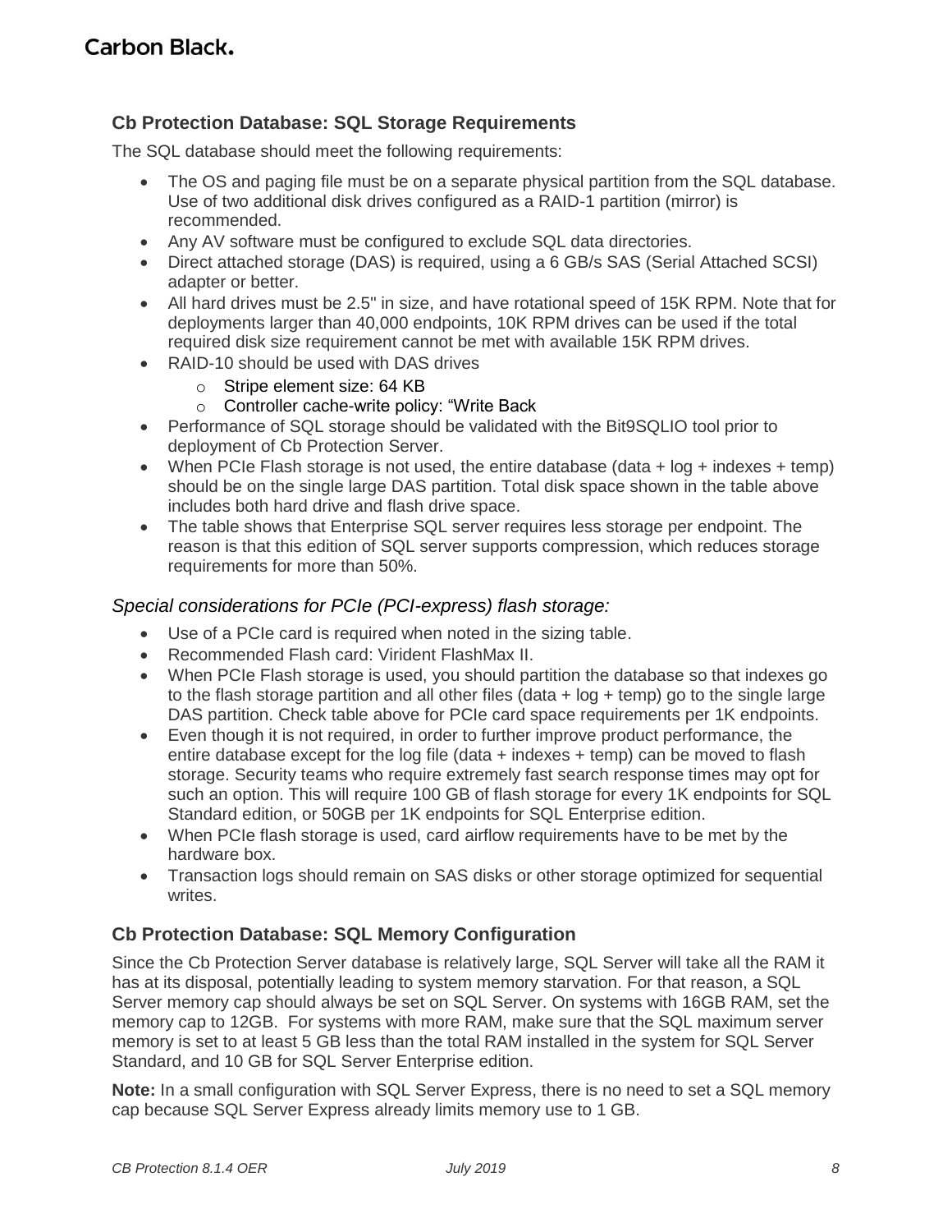## Cb Protection Database: SQL Storage Requirements

The SQL database should meet the following requirements:

- The OS and paging file must be on a separate physical partition from the SQL database. Use of two additional disk drives configured as a RAID-1 partition (mirror) is recommended.
- Any AV software must be configured to exclude SQL data directories.
- Direct attached storage (DAS) is required, using a 6 GB/s SAS (Serial Attached SCSI) adapter or better.
- All hard drives must be 2.5" in size, and have rotational speed of 15K RPM. Note that for deployments larger than 40,000 endpoints, 10K RPM drives can be used if the total required disk size requirement cannot be met with available 15K RPM drives.
- RAID-10 should be used with DAS drives
  - Stripe element size: 64 KB
  - Controller cache-write policy: "Write Back
- Performance of SQL storage should be validated with the Bit9SQLIO tool prior to deployment of Cb Protection Server.
- When PCIe Flash storage is not used, the entire database (data + log + indexes + temp) should be on the single large DAS partition. Total disk space shown in the table above includes both hard drive and flash drive space.
- The table shows that Enterprise SQL server requires less storage per endpoint. The reason is that this edition of SQL server supports compression, which reduces storage requirements for more than 50%.

### *Special considerations for PCIe (PCI-express) flash storage:*

- Use of a PCIe card is required when noted in the sizing table.
- Recommended Flash card: Virident FlashMax II.
- When PCIe Flash storage is used, you should partition the database so that indexes go to the flash storage partition and all other files (data + log + temp) go to the single large DAS partition. Check table above for PCIe card space requirements per 1K endpoints.
- Even though it is not required, in order to further improve product performance, the entire database except for the log file (data + indexes + temp) can be moved to flash storage. Security teams who require extremely fast search response times may opt for such an option. This will require 100 GB of flash storage for every 1K endpoints for SQL Standard edition, or 50GB per 1K endpoints for SQL Enterprise edition.
- When PCIe flash storage is used, card airflow requirements have to be met by the hardware box.
- Transaction logs should remain on SAS disks or other storage optimized for sequential writes.

## Cb Protection Database: SQL Memory Configuration

Since the Cb Protection Server database is relatively large, SQL Server will take all the RAM it has at its disposal, potentially leading to system memory starvation. For that reason, a SQL Server memory cap should always be set on SQL Server. On systems with 16GB RAM, set the memory cap to 12GB. For systems with more RAM, make sure that the SQL maximum server memory is set to at least 5 GB less than the total RAM installed in the system for SQL Server Standard, and 10 GB for SQL Server Enterprise edition.

**Note:** In a small configuration with SQL Server Express, there is no need to set a SQL memory cap because SQL Server Express already limits memory use to 1 GB.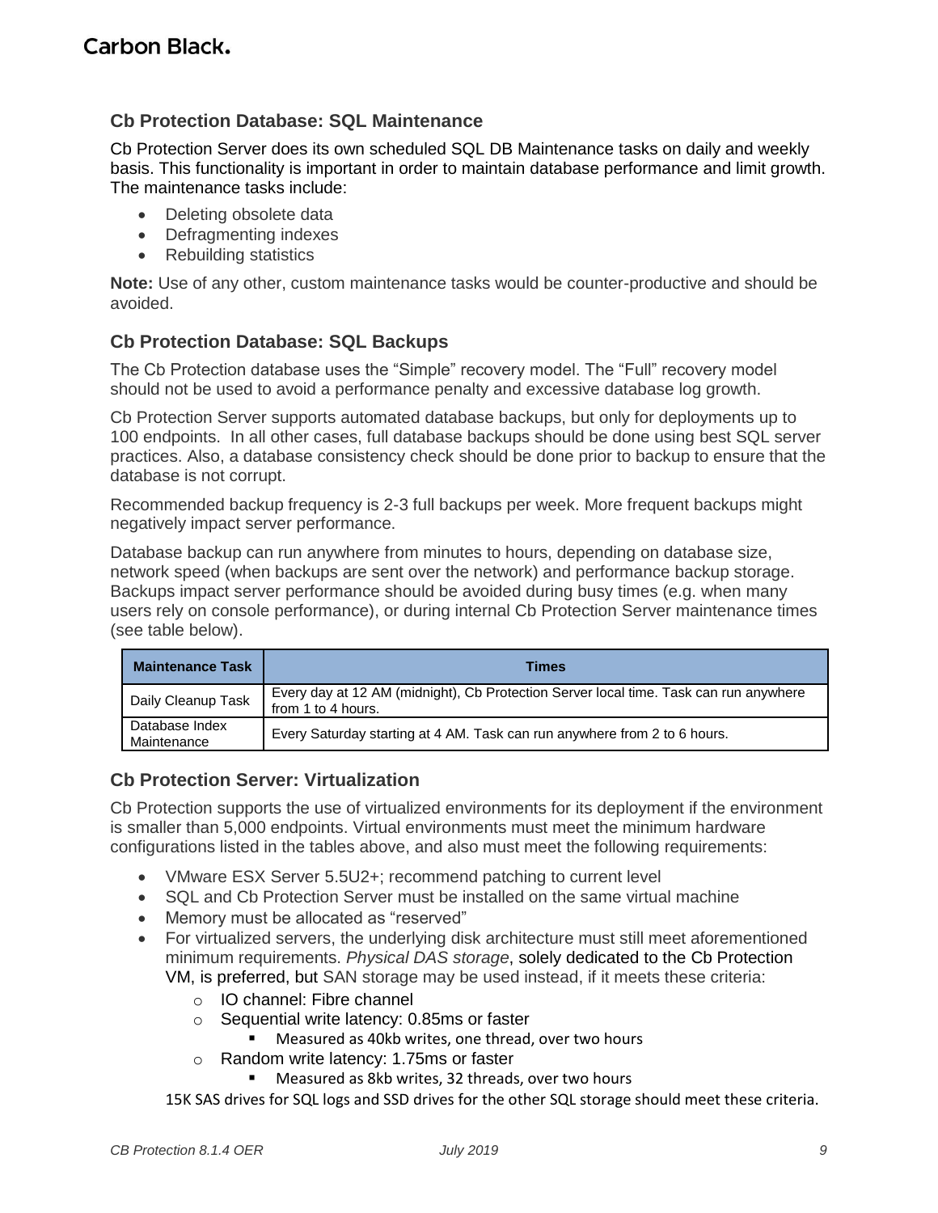### Cb Protection Database: SQL Maintenance

Cb Protection Server does its own scheduled SQL DB Maintenance tasks on daily and weekly basis. This functionality is important in order to maintain database performance and limit growth. The maintenance tasks include:

- Deleting obsolete data
- Defragmenting indexes
- Rebuilding statistics

**Note:** Use of any other, custom maintenance tasks would be counter-productive and should be avoided.

### Cb Protection Database: SQL Backups

The Cb Protection database uses the "Simple" recovery model. The "Full" recovery model should not be used to avoid a performance penalty and excessive database log growth.

Cb Protection Server supports automated database backups, but only for deployments up to 100 endpoints. In all other cases, full database backups should be done using best SQL server practices. Also, a database consistency check should be done prior to backup to ensure that the database is not corrupt.

Recommended backup frequency is 2-3 full backups per week. More frequent backups might negatively impact server performance.

Database backup can run anywhere from minutes to hours, depending on database size, network speed (when backups are sent over the network) and performance backup storage. Backups impact server performance should be avoided during busy times (e.g. when many users rely on console performance), or during internal Cb Protection Server maintenance times (see table below).

| Maintenance Task | Times |
| --- | --- |
| Daily Cleanup Task | Every day at 12 AM (midnight), Cb Protection Server local time. Task can run anywhere from 1 to 4 hours. |
| Database Index Maintenance | Every Saturday starting at 4 AM. Task can run anywhere from 2 to 6 hours. |

### Cb Protection Server: Virtualization

Cb Protection supports the use of virtualized environments for its deployment if the environment is smaller than 5,000 endpoints. Virtual environments must meet the minimum hardware configurations listed in the tables above, and also must meet the following requirements:

- VMware ESX Server 5.5U2+; recommend patching to current level
- SQL and Cb Protection Server must be installed on the same virtual machine
- Memory must be allocated as "reserved"
- For virtualized servers, the underlying disk architecture must still meet aforementioned minimum requirements. *Physical DAS storage*, solely dedicated to the Cb Protection VM, is preferred, but SAN storage may be used instead, if it meets these criteria:
    - IO channel: Fibre channel
    - Sequential write latency: 0.85ms or faster
        - Measured as 40kb writes, one thread, over two hours
    - Random write latency: 1.75ms or faster
        - Measured as 8kb writes, 32 threads, over two hours

  15K SAS drives for SQL logs and SSD drives for the other SQL storage should meet these criteria.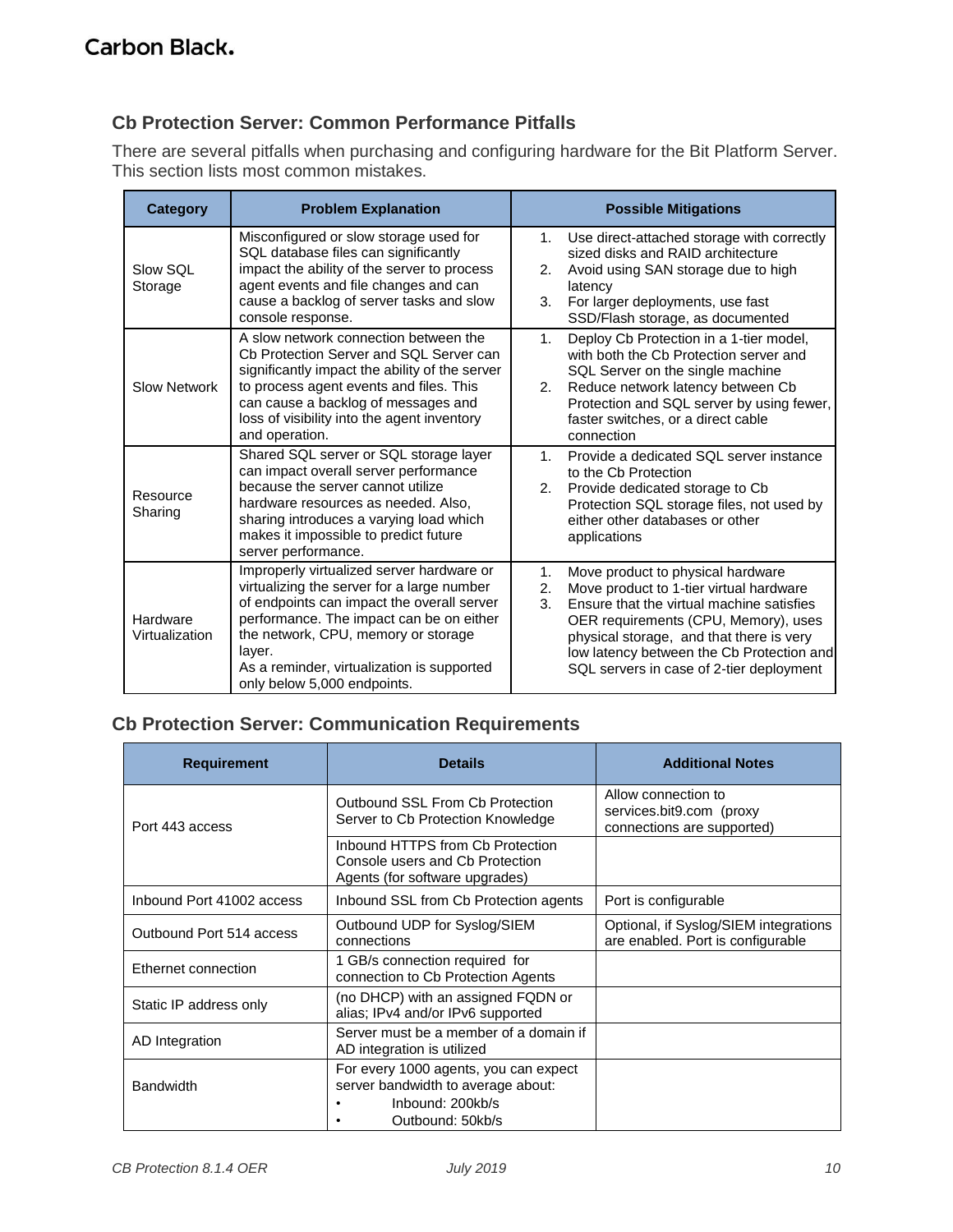## Cb Protection Server: Common Performance Pitfalls

There are several pitfalls when purchasing and configuring hardware for the Bit Platform Server. This section lists most common mistakes.

| Category | Problem Explanation | Possible Mitigations |
|---|---|---|
| Slow SQL Storage | Misconfigured or slow storage used for SQL database files can significantly impact the ability of the server to process agent events and file changes and can cause a backlog of server tasks and slow console response. | 1. Use direct-attached storage with correctly sized disks and RAID architecture<br>2. Avoid using SAN storage due to high latency<br>3. For larger deployments, use fast SSD/Flash storage, as documented |
| Slow Network | A slow network connection between the Cb Protection Server and SQL Server can significantly impact the ability of the server to process agent events and files. This can cause a backlog of messages and loss of visibility into the agent inventory and operation. | 1. Deploy Cb Protection in a 1-tier model, with both the Cb Protection server and SQL Server on the single machine<br>2. Reduce network latency between Cb Protection and SQL server by using fewer, faster switches, or a direct cable connection |
| Resource Sharing | Shared SQL server or SQL storage layer can impact overall server performance because the server cannot utilize hardware resources as needed. Also, sharing introduces a varying load which makes it impossible to predict future server performance. | 1. Provide a dedicated SQL server instance to the Cb Protection<br>2. Provide dedicated storage to Cb Protection SQL storage files, not used by either other databases or other applications |
| Hardware Virtualization | Improperly virtualized server hardware or virtualizing the server for a large number of endpoints can impact the overall server performance. The impact can be on either the network, CPU, memory or storage layer.<br>As a reminder, virtualization is supported only below 5,000 endpoints. | 1. Move product to physical hardware<br>2. Move product to 1-tier virtual hardware<br>3. Ensure that the virtual machine satisfies OER requirements (CPU, Memory), uses physical storage, and that there is very low latency between the Cb Protection and SQL servers in case of 2-tier deployment |

## Cb Protection Server: Communication Requirements

| Requirement | Details | Additional Notes |
|---|---|---|
| Port 443 access | Outbound SSL From Cb Protection Server to Cb Protection Knowledge | Allow connection to services.bit9.com (proxy connections are supported) |
| | Inbound HTTPS from Cb Protection Console users and Cb Protection Agents (for software upgrades) | |
| Inbound Port 41002 access | Inbound SSL from Cb Protection agents | Port is configurable |
| Outbound Port 514 access | Outbound UDP for Syslog/SIEM connections | Optional, if Syslog/SIEM integrations are enabled. Port is configurable |
| Ethernet connection | 1 GB/s connection required for connection to Cb Protection Agents | |
| Static IP address only | (no DHCP) with an assigned FQDN or alias; IPv4 and/or IPv6 supported | |
| AD Integration | Server must be a member of a domain if AD integration is utilized | |
| Bandwidth | For every 1000 agents, you can expect server bandwidth to average about:<br>• Inbound: 200kb/s<br>• Outbound: 50kb/s | |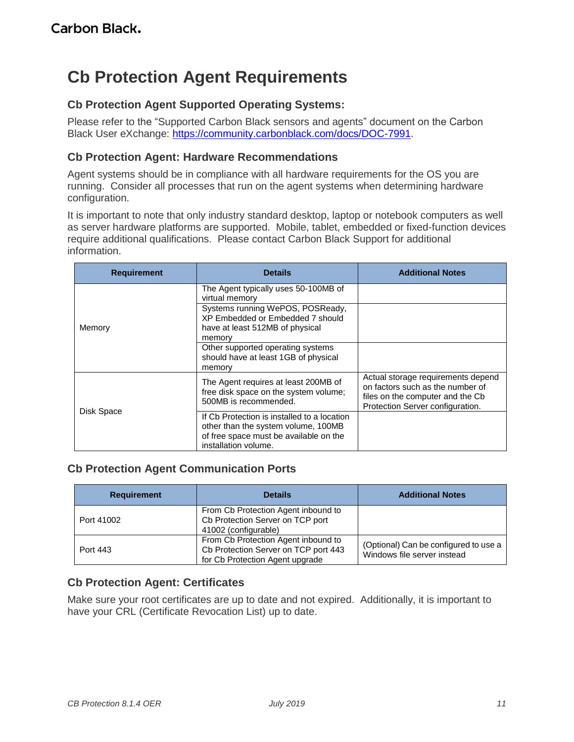# Cb Protection Agent Requirements

### Cb Protection Agent Supported Operating Systems:

Please refer to the "Supported Carbon Black sensors and agents" document on the Carbon Black User eXchange: https://community.carbonblack.com/docs/DOC-7991.

### Cb Protection Agent: Hardware Recommendations

Agent systems should be in compliance with all hardware requirements for the OS you are running. Consider all processes that run on the agent systems when determining hardware configuration.

It is important to note that only industry standard desktop, laptop or notebook computers as well as server hardware platforms are supported. Mobile, tablet, embedded or fixed-function devices require additional qualifications. Please contact Carbon Black Support for additional information.

| Requirement | Details | Additional Notes |
|---|---|---|
| Memory | The Agent typically uses 50-100MB of virtual memory | |
| | Systems running WePOS, POSReady, XP Embedded or Embedded 7 should have at least 512MB of physical memory | |
| | Other supported operating systems should have at least 1GB of physical memory | |
| Disk Space | The Agent requires at least 200MB of free disk space on the system volume; 500MB is recommended. | Actual storage requirements depend on factors such as the number of files on the computer and the Cb Protection Server configuration. |
| | If Cb Protection is installed to a location other than the system volume, 100MB of free space must be available on the installation volume. | |

### Cb Protection Agent Communication Ports

| Requirement | Details | Additional Notes |
|---|---|---|
| Port 41002 | From Cb Protection Agent inbound to Cb Protection Server on TCP port 41002 (configurable) | |
| Port 443 | From Cb Protection Agent inbound to Cb Protection Server on TCP port 443 for Cb Protection Agent upgrade | (Optional) Can be configured to use a Windows file server instead |

### Cb Protection Agent: Certificates

Make sure your root certificates are up to date and not expired. Additionally, it is important to have your CRL (Certificate Revocation List) up to date.